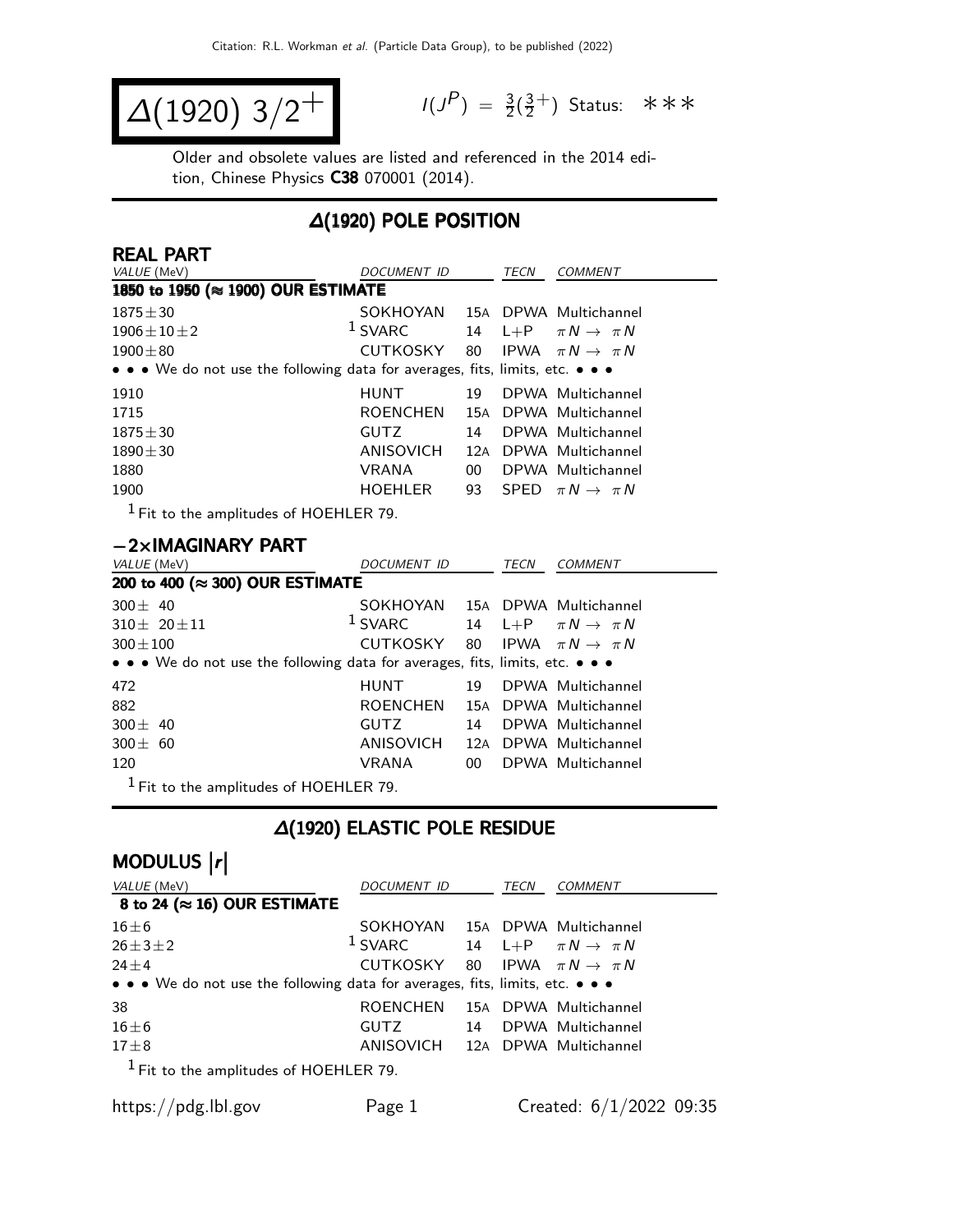# $\Delta(1920)$ $3/2^+$

$I(J^P) = \frac{3}{2}(\frac{3}{2}^+)$ Status: ∗∗∗

Older and obsolete values are listed and referenced in the 2014 edition, Chinese Physics **C38** 070001 (2014).

## $\Delta(1920)$ POLE POSITION

### REAL PART

| VALUE (MeV) | DOCUMENT ID | | TECN | COMMENT |
|---|---|---|---|---|
| **1850 to 1950 (≈ 1900) OUR ESTIMATE** | | | | |
| 1875±30 | SOKHOYAN | 15A | DPWA | Multichannel |
| 1906±10±2 | [1] SVARC | 14 | L+P | $\pi N \to \pi N$ |
| 1900±80 | CUTKOSKY | 80 | IPWA | $\pi N \to \pi N$ |
| • • • We do not use the following data for averages, fits, limits, etc. • • • | | | | |
| 1910 | HUNT | 19 | DPWA | Multichannel |
| 1715 | ROENCHEN | 15A | DPWA | Multichannel |
| 1875±30 | GUTZ | 14 | DPWA | Multichannel |
| 1890±30 | ANISOVICH | 12A | DPWA | Multichannel |
| 1880 | VRANA | 00 | DPWA | Multichannel |
| 1900 | HOEHLER | 93 | SPED | $\pi N \to \pi N$ |

[1] Fit to the amplitudes of HOEHLER 79.

### −2×IMAGINARY PART

| VALUE (MeV) | DOCUMENT ID | | TECN | COMMENT |
|---|---|---|---|---|
| **200 to 400 (≈ 300) OUR ESTIMATE** | | | | |
| 300± 40 | SOKHOYAN | 15A | DPWA | Multichannel |
| 310± 20±11 | [1] SVARC | 14 | L+P | $\pi N \to \pi N$ |
| 300±100 | CUTKOSKY | 80 | IPWA | $\pi N \to \pi N$ |
| • • • We do not use the following data for averages, fits, limits, etc. • • • | | | | |
| 472 | HUNT | 19 | DPWA | Multichannel |
| 882 | ROENCHEN | 15A | DPWA | Multichannel |
| 300± 40 | GUTZ | 14 | DPWA | Multichannel |
| 300± 60 | ANISOVICH | 12A | DPWA | Multichannel |
| 120 | VRANA | 00 | DPWA | Multichannel |

[1] Fit to the amplitudes of HOEHLER 79.

## $\Delta(1920)$ ELASTIC POLE RESIDUE

### MODULUS $|r|$

| VALUE (MeV) | DOCUMENT ID | | TECN | COMMENT |
|---|---|---|---|---|
| **8 to 24 (≈ 16) OUR ESTIMATE** | | | | |
| 16±6 | SOKHOYAN | 15A | DPWA | Multichannel |
| 26±3±2 | [1] SVARC | 14 | L+P | $\pi N \to \pi N$ |
| 24±4 | CUTKOSKY | 80 | IPWA | $\pi N \to \pi N$ |
| • • • We do not use the following data for averages, fits, limits, etc. • • • | | | | |
| 38 | ROENCHEN | 15A | DPWA | Multichannel |
| 16±6 | GUTZ | 14 | DPWA | Multichannel |
| 17±8 | ANISOVICH | 12A | DPWA | Multichannel |

[1] Fit to the amplitudes of HOEHLER 79.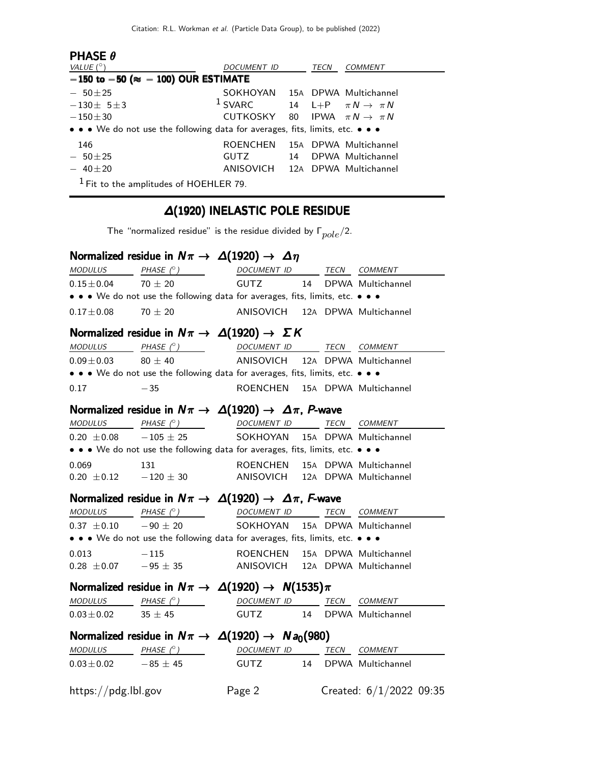### PHASE $\theta$

| VALUE (°) | DOCUMENT ID | | TECN | COMMENT |
|---|---|---|---|---|
| **−150 to −50 (≈ −100) OUR ESTIMATE** | | | | |
| −50±25 | SOKHOYAN | 15A | DPWA | Multichannel |
| −130± 5±3 | [1] SVARC | 14 | L+P | $\pi N \to \pi N$ |
| −150±30 | CUTKOSKY | 80 | IPWA | $\pi N \to \pi N$ |
| • • • We do not use the following data for averages, fits, limits, etc. • • • | | | | |
| 146 | ROENCHEN | 15A | DPWA | Multichannel |
| −50±25 | GUTZ | 14 | DPWA | Multichannel |
| −40±20 | ANISOVICH | 12A | DPWA | Multichannel |

[1] Fit to the amplitudes of HOEHLER 79.

## $\Delta(1920)$ INELASTIC POLE RESIDUE

The "normalized residue" is the residue divided by $\Gamma_{pole}/2$.

### Normalized residue in $N\pi \to \Delta(1920) \to \Delta\eta$

| MODULUS | PHASE (°) | DOCUMENT ID | | TECN | COMMENT |
|---|---|---|---|---|---|
| 0.15±0.04 | 70 ± 20 | GUTZ | 14 | DPWA | Multichannel |
| • • • We do not use the following data for averages, fits, limits, etc. • • • | | | | | |
| 0.17±0.08 | 70 ± 20 | ANISOVICH | 12A | DPWA | Multichannel |

### Normalized residue in $N\pi \to \Delta(1920) \to \Sigma K$

| MODULUS | PHASE (°) | DOCUMENT ID | | TECN | COMMENT |
|---|---|---|---|---|---|
| 0.09±0.03 | 80 ± 40 | ANISOVICH | 12A | DPWA | Multichannel |
| • • • We do not use the following data for averages, fits, limits, etc. • • • | | | | | |
| 0.17 | −35 | ROENCHEN | 15A | DPWA | Multichannel |

### Normalized residue in $N\pi \to \Delta(1920) \to \Delta\pi$, *P*-wave

| MODULUS | PHASE (°) | DOCUMENT ID | | TECN | COMMENT |
|---|---|---|---|---|---|
| 0.20 ±0.08 | −105 ± 25 | SOKHOYAN | 15A | DPWA | Multichannel |
| • • • We do not use the following data for averages, fits, limits, etc. • • • | | | | | |
| 0.069 | 131 | ROENCHEN | 15A | DPWA | Multichannel |
| 0.20 ±0.12 | −120 ± 30 | ANISOVICH | 12A | DPWA | Multichannel |

### Normalized residue in $N\pi \to \Delta(1920) \to \Delta\pi$, *F*-wave

| MODULUS | PHASE (°) | DOCUMENT ID | | TECN | COMMENT |
|---|---|---|---|---|---|
| 0.37 ±0.10 | −90 ± 20 | SOKHOYAN | 15A | DPWA | Multichannel |
| • • • We do not use the following data for averages, fits, limits, etc. • • • | | | | | |
| 0.013 | −115 | ROENCHEN | 15A | DPWA | Multichannel |
| 0.28 ±0.07 | −95 ± 35 | ANISOVICH | 12A | DPWA | Multichannel |

### Normalized residue in $N\pi \to \Delta(1920) \to N(1535)\pi$

| MODULUS | PHASE (°) | DOCUMENT ID | | TECN | COMMENT |
|---|---|---|---|---|---|
| 0.03±0.02 | 35 ± 45 | GUTZ | 14 | DPWA | Multichannel |

### Normalized residue in $N\pi \to \Delta(1920) \to N a_0(980)$

| MODULUS | PHASE (°) | DOCUMENT ID | | TECN | COMMENT |
|---|---|---|---|---|---|
| 0.03±0.02 | −85 ± 45 | GUTZ | 14 | DPWA | Multichannel |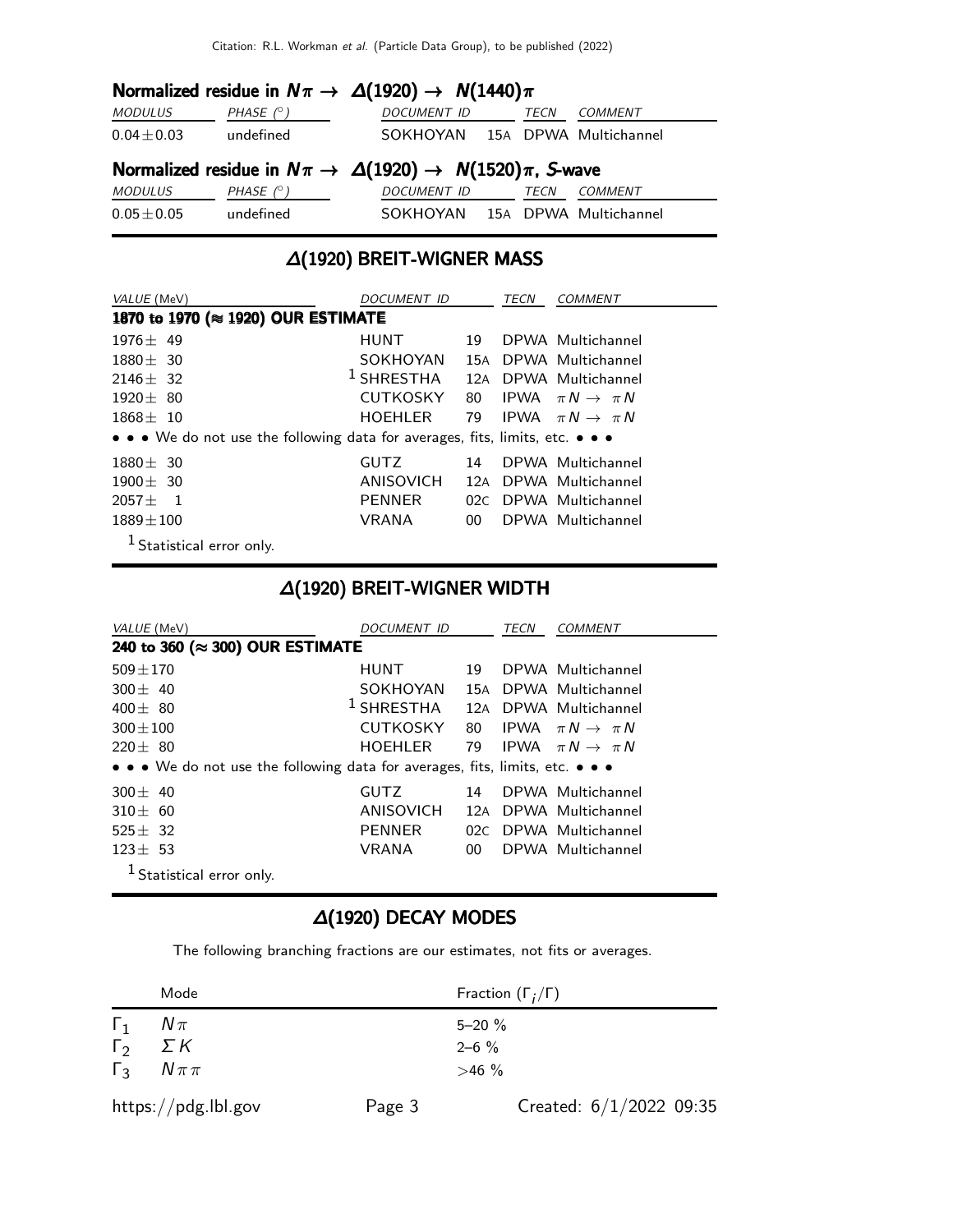### Normalized residue in $N\pi \rightarrow \Delta(1920) \rightarrow N(1440)\pi$

| MODULUS | PHASE (°) | DOCUMENT ID | | TECN | COMMENT |
|---|---|---|---|---|---|
| 0.04±0.03 | undefined | SOKHOYAN | 15A | DPWA | Multichannel |

### Normalized residue in $N\pi \rightarrow \Delta(1920) \rightarrow N(1520)\pi$, *S*-wave

| MODULUS | PHASE (°) | DOCUMENT ID | | TECN | COMMENT |
|---|---|---|---|---|---|
| 0.05±0.05 | undefined | SOKHOYAN | 15A | DPWA | Multichannel |

## Δ(1920) BREIT-WIGNER MASS

| VALUE (MeV) | DOCUMENT ID | | TECN | COMMENT |
|---|---|---|---|---|
| **1870 to 1970 (≈ 1920) OUR ESTIMATE** | | | | |
| 1976± 49 | HUNT | 19 | DPWA | Multichannel |
| 1880± 30 | SOKHOYAN | 15A | DPWA | Multichannel |
| 2146± 32 | [1] SHRESTHA | 12A | DPWA | Multichannel |
| 1920± 80 | CUTKOSKY | 80 | IPWA | $\pi N \rightarrow \pi N$ |
| 1868± 10 | HOEHLER | 79 | IPWA | $\pi N \rightarrow \pi N$ |
| • • • We do not use the following data for averages, fits, limits, etc. • • • | | | | |
| 1880± 30 | GUTZ | 14 | DPWA | Multichannel |
| 1900± 30 | ANISOVICH | 12A | DPWA | Multichannel |
| 2057± 1 | PENNER | 02C | DPWA | Multichannel |
| 1889±100 | VRANA | 00 | DPWA | Multichannel |

[1] Statistical error only.

## Δ(1920) BREIT-WIGNER WIDTH

| VALUE (MeV) | DOCUMENT ID | | TECN | COMMENT |
|---|---|---|---|---|
| **240 to 360 (≈ 300) OUR ESTIMATE** | | | | |
| 509±170 | HUNT | 19 | DPWA | Multichannel |
| 300± 40 | SOKHOYAN | 15A | DPWA | Multichannel |
| 400± 80 | [1] SHRESTHA | 12A | DPWA | Multichannel |
| 300±100 | CUTKOSKY | 80 | IPWA | $\pi N \rightarrow \pi N$ |
| 220± 80 | HOEHLER | 79 | IPWA | $\pi N \rightarrow \pi N$ |
| • • • We do not use the following data for averages, fits, limits, etc. • • • | | | | |
| 300± 40 | GUTZ | 14 | DPWA | Multichannel |
| 310± 60 | ANISOVICH | 12A | DPWA | Multichannel |
| 525± 32 | PENNER | 02C | DPWA | Multichannel |
| 123± 53 | VRANA | 00 | DPWA | Multichannel |

[1] Statistical error only.

## Δ(1920) DECAY MODES

The following branching fractions are our estimates, not fits or averages.

| | Mode | Fraction ($\Gamma_i/\Gamma$) |
|---|---|---|
| $\Gamma_1$ | $N\pi$ | 5–20 % |
| $\Gamma_2$ | $\Sigma K$ | 2–6 % |
| $\Gamma_3$ | $N\pi\pi$ | >46 % |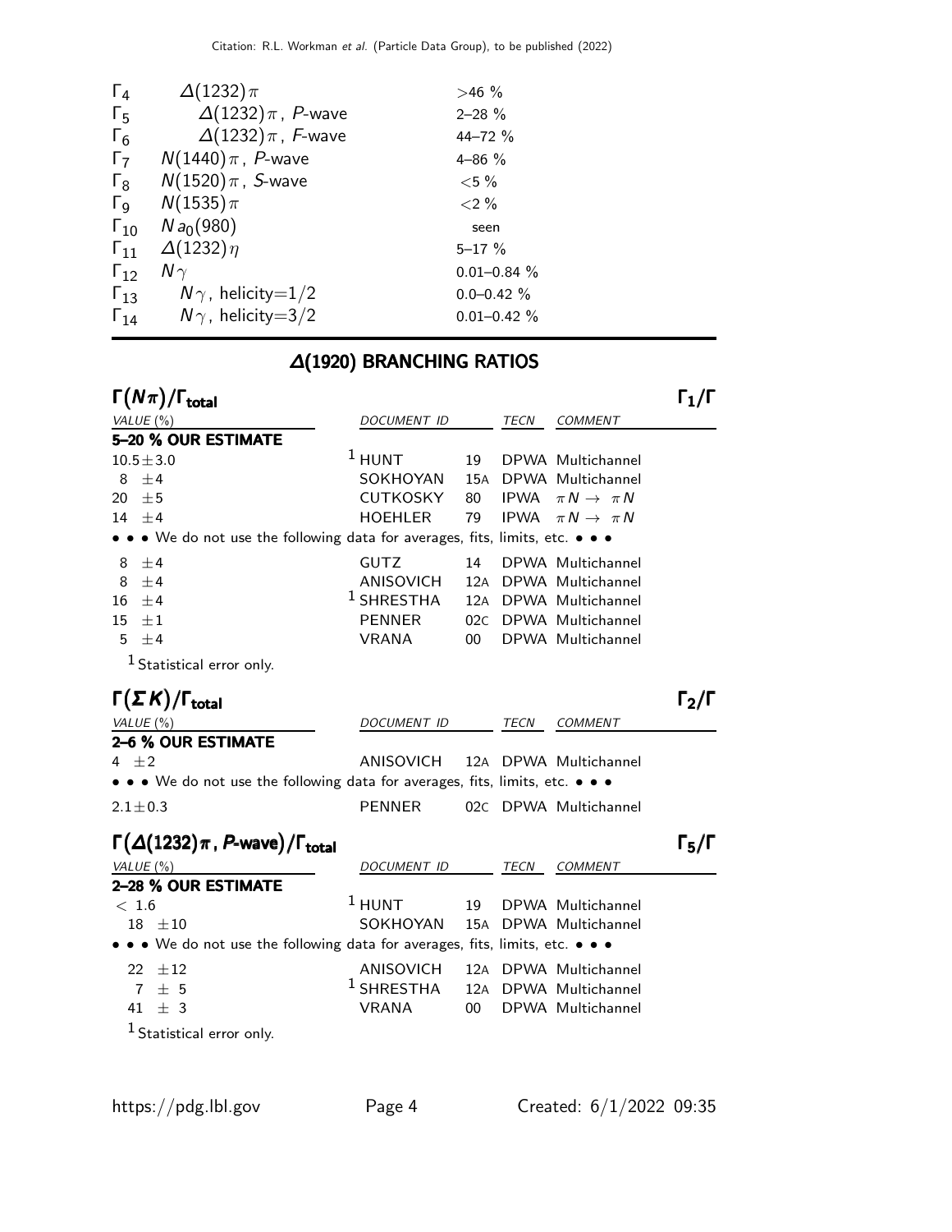| | | |
|---|---|---|
| $\Gamma_4$ | $\Delta(1232)\pi$ | >46 % |
| $\Gamma_5$ | $\Delta(1232)\pi$, P-wave | 2–28 % |
| $\Gamma_6$ | $\Delta(1232)\pi$, F-wave | 44–72 % |
| $\Gamma_7$ | $N(1440)\pi$, P-wave | 4–86 % |
| $\Gamma_8$ | $N(1520)\pi$, S-wave | <5 % |
| $\Gamma_9$ | $N(1535)\pi$ | <2 % |
| $\Gamma_{10}$ | $N a_0(980)$ | seen |
| $\Gamma_{11}$ | $\Delta(1232)\eta$ | 5–17 % |
| $\Gamma_{12}$ | $N\gamma$ | 0.01–0.84 % |
| $\Gamma_{13}$ | $N\gamma$, helicity=1/2 | 0.0–0.42 % |
| $\Gamma_{14}$ | $N\gamma$, helicity=3/2 | 0.01–0.42 % |

## Δ(1920) BRANCHING RATIOS

### $\Gamma(N\pi)/\Gamma_{total}$ $\qquad\Gamma_1/\Gamma$

| VALUE (%) | DOCUMENT ID | | TECN | COMMENT |
|---|---|---|---|---|
| **5–20 % OUR ESTIMATE** | | | | |
| $10.5\pm3.0$ | [1] HUNT | 19 | DPWA | Multichannel |
| $8\ \pm4$ | SOKHOYAN | 15A | DPWA | Multichannel |
| $20\ \pm5$ | CUTKOSKY | 80 | IPWA | $\pi N \to \pi N$ |
| $14\ \pm4$ | HOEHLER | 79 | IPWA | $\pi N \to \pi N$ |
| • • • We do not use the following data for averages, fits, limits, etc. • • • | | | | |
| $8\ \pm4$ | GUTZ | 14 | DPWA | Multichannel |
| $8\ \pm4$ | ANISOVICH | 12A | DPWA | Multichannel |
| $16\ \pm4$ | [1] SHRESTHA | 12A | DPWA | Multichannel |
| $15\ \pm1$ | PENNER | 02C | DPWA | Multichannel |
| $5\ \pm4$ | VRANA | 00 | DPWA | Multichannel |

[1] Statistical error only.

### $\Gamma(\Sigma K)/\Gamma_{total}$ $\qquad\Gamma_2/\Gamma$

| VALUE (%) | DOCUMENT ID | | TECN | COMMENT |
|---|---|---|---|---|
| **2–6 % OUR ESTIMATE** | | | | |
| $4\ \pm2$ | ANISOVICH | 12A | DPWA | Multichannel |
| • • • We do not use the following data for averages, fits, limits, etc. • • • | | | | |
| $2.1\pm0.3$ | PENNER | 02C | DPWA | Multichannel |

### $\Gamma(\Delta(1232)\pi$, P-wave$)/\Gamma_{total}$ $\qquad\Gamma_5/\Gamma$

| VALUE (%) | DOCUMENT ID | | TECN | COMMENT |
|---|---|---|---|---|
| **2–28 % OUR ESTIMATE** | | | | |
| $<1.6$ | [1] HUNT | 19 | DPWA | Multichannel |
| $18\ \pm10$ | SOKHOYAN | 15A | DPWA | Multichannel |
| • • • We do not use the following data for averages, fits, limits, etc. • • • | | | | |
| $22\ \pm12$ | ANISOVICH | 12A | DPWA | Multichannel |
| $7\ \pm\ 5$ | [1] SHRESTHA | 12A | DPWA | Multichannel |
| $41\ \pm\ 3$ | VRANA | 00 | DPWA | Multichannel |

[1] Statistical error only.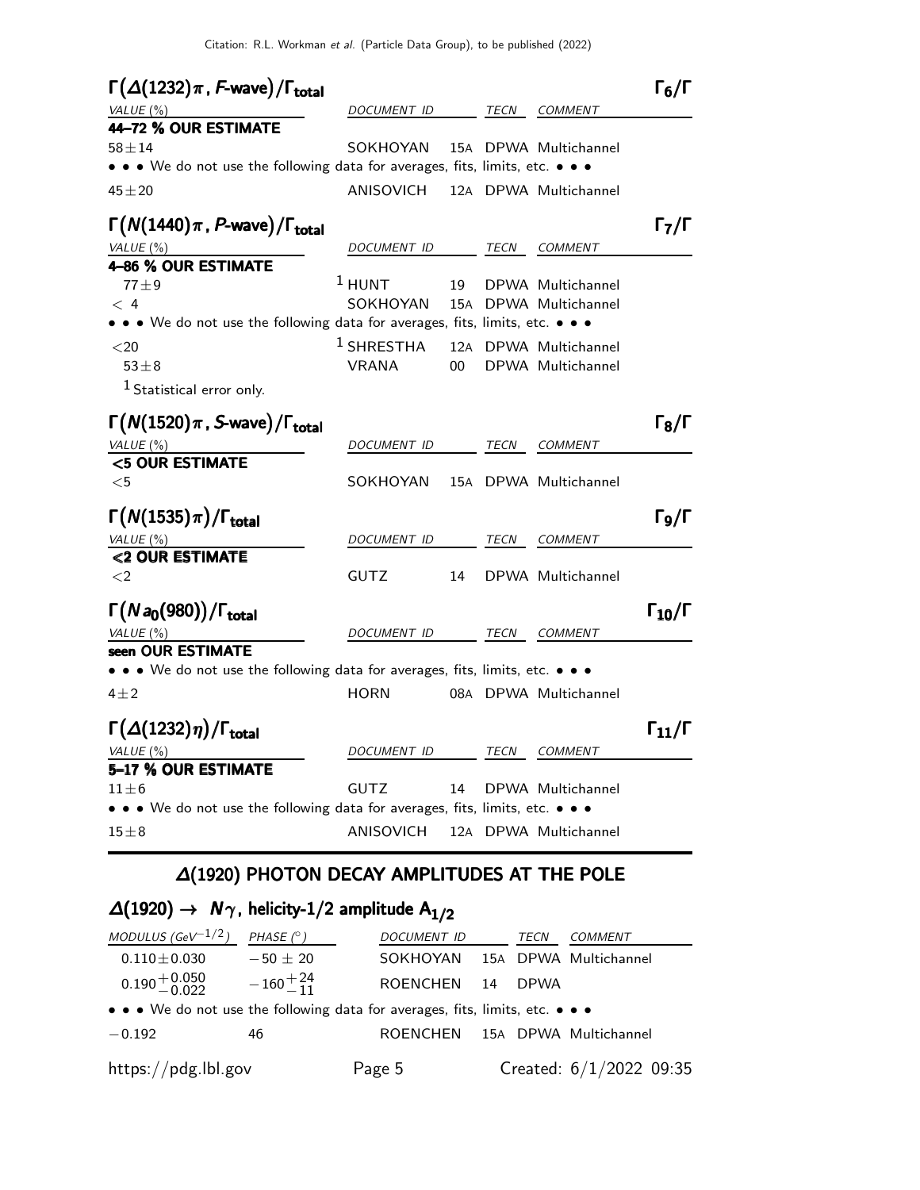### $\Gamma\big(\Delta(1232)\pi\text{, }F\text{-wave}\big)/\Gamma_{\text{total}}$ $\qquad \Gamma_6/\Gamma$

| VALUE (%) | DOCUMENT ID | TECN | COMMENT |
|---|---|---|---|
| **44–72 % OUR ESTIMATE** | | | |
| $58 \pm 14$ | SOKHOYAN | 15A DPWA | Multichannel |
| • • • We do not use the following data for averages, fits, limits, etc. • • • | | | |
| $45 \pm 20$ | ANISOVICH | 12A DPWA | Multichannel |

### $\Gamma\big(N(1440)\pi\text{, }P\text{-wave}\big)/\Gamma_{\text{total}}$ $\qquad \Gamma_7/\Gamma$

| VALUE (%) | DOCUMENT ID | TECN | COMMENT |
|---|---|---|---|
| **4–86 % OUR ESTIMATE** | | | |
| $77 \pm 9$ | [1] HUNT | 19 DPWA | Multichannel |
| $< 4$ | SOKHOYAN | 15A DPWA | Multichannel |
| • • • We do not use the following data for averages, fits, limits, etc. • • • | | | |
| $<20$ | [1] SHRESTHA | 12A DPWA | Multichannel |
| $53 \pm 8$ | VRANA | 00 DPWA | Multichannel |

[1] Statistical error only.

### $\Gamma\big(N(1520)\pi\text{, }S\text{-wave}\big)/\Gamma_{\text{total}}$ $\qquad \Gamma_8/\Gamma$

| VALUE (%) | DOCUMENT ID | TECN | COMMENT |
|---|---|---|---|
| **<5 OUR ESTIMATE** | | | |
| $<5$ | SOKHOYAN | 15A DPWA | Multichannel |

### $\Gamma\big(N(1535)\pi\big)/\Gamma_{\text{total}}$ $\qquad \Gamma_9/\Gamma$

| VALUE (%) | DOCUMENT ID | TECN | COMMENT |
|---|---|---|---|
| **<2 OUR ESTIMATE** | | | |
| $<2$ | GUTZ | 14 DPWA | Multichannel |

### $\Gamma\big(N a_0(980)\big)/\Gamma_{\text{total}}$ $\qquad \Gamma_{10}/\Gamma$

| VALUE (%) | DOCUMENT ID | TECN | COMMENT |
|---|---|---|---|
| **seen OUR ESTIMATE** | | | |
| • • • We do not use the following data for averages, fits, limits, etc. • • • | | | |
| $4 \pm 2$ | HORN | 08A DPWA | Multichannel |

### $\Gamma\big(\Delta(1232)\eta\big)/\Gamma_{\text{total}}$ $\qquad \Gamma_{11}/\Gamma$

| VALUE (%) | DOCUMENT ID | TECN | COMMENT |
|---|---|---|---|
| **5–17 % OUR ESTIMATE** | | | |
| $11 \pm 6$ | GUTZ | 14 DPWA | Multichannel |
| • • • We do not use the following data for averages, fits, limits, etc. • • • | | | |
| $15 \pm 8$ | ANISOVICH | 12A DPWA | Multichannel |

## $\Delta(1920)$ PHOTON DECAY AMPLITUDES AT THE POLE

### $\Delta(1920) \rightarrow N\gamma$, helicity-1/2 amplitude $A_{1/2}$

| MODULUS (GeV$^{-1/2}$) | PHASE (°) | DOCUMENT ID | TECN | COMMENT |
|---|---|---|---|---|
| $0.110 \pm 0.030$ | $-50 \pm 20$ | SOKHOYAN | 15A DPWA | Multichannel |
| $0.190^{+0.050}_{-0.022}$ | $-160^{+24}_{-11}$ | ROENCHEN | 14 DPWA | |
| • • • We do not use the following data for averages, fits, limits, etc. • • • | | | | |
| $-0.192$ | 46 | ROENCHEN | 15A DPWA | Multichannel |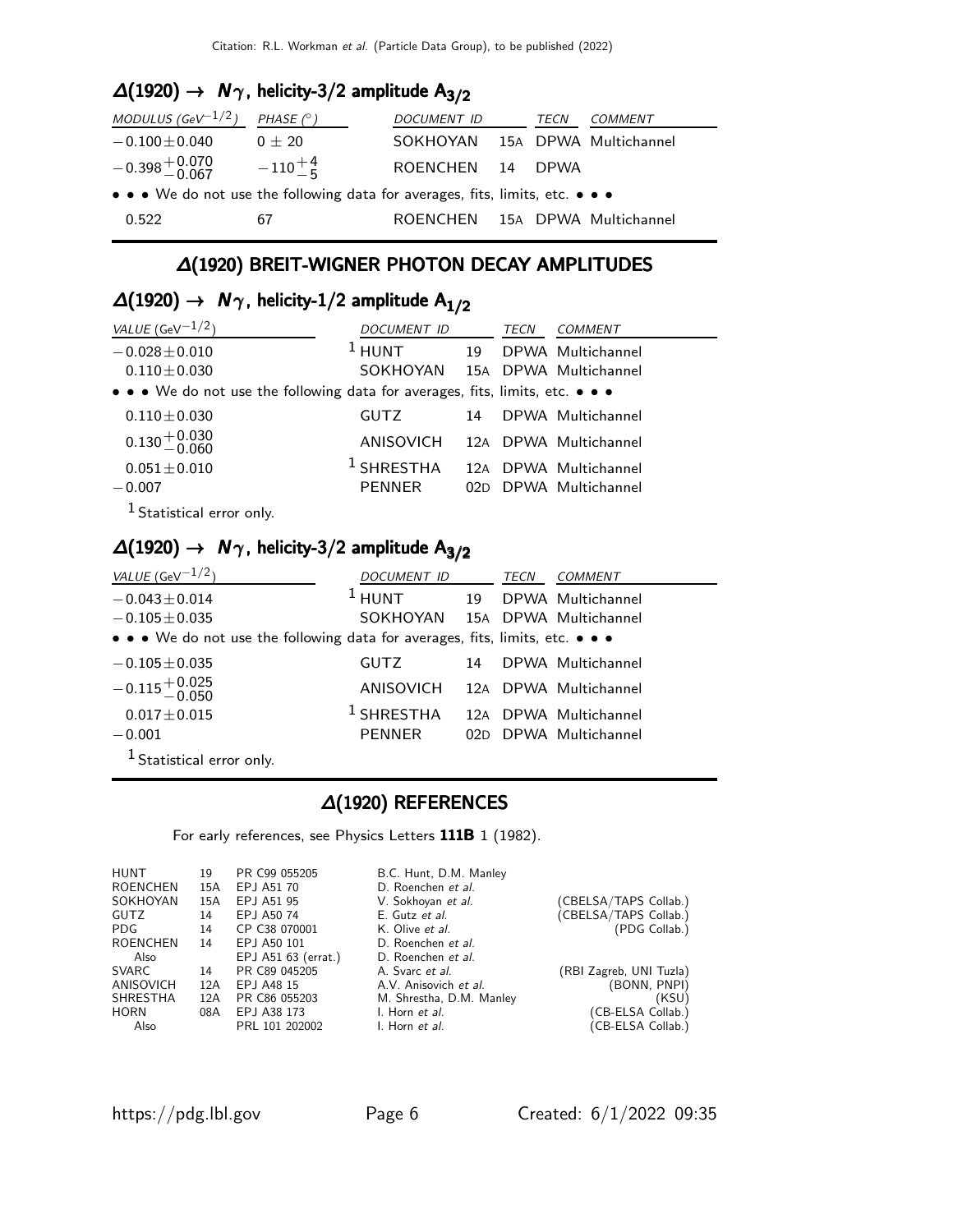### $\Delta(1920) \to N\gamma$, helicity-3/2 amplitude $A_{3/2}$

| MODULUS ($GeV^{-1/2}$) | PHASE (°) | DOCUMENT ID | | TECN | COMMENT |
|---|---|---|---|---|---|
| $-0.100 \pm 0.040$ | $0 \pm 20$ | SOKHOYAN | 15A | DPWA | Multichannel |
| $-0.398^{+0.070}_{-0.067}$ | $-110^{+4}_{-5}$ | ROENCHEN | 14 | DPWA | |
| • • • We do not use the following data for averages, fits, limits, etc. • • • | | | | | |
| 0.522 | 67 | ROENCHEN | 15A | DPWA | Multichannel |

## $\Delta$(1920) BREIT-WIGNER PHOTON DECAY AMPLITUDES

### $\Delta(1920) \to N\gamma$, helicity-1/2 amplitude $A_{1/2}$

| VALUE ($GeV^{-1/2}$) | DOCUMENT ID | | TECN | COMMENT |
|---|---|---|---|---|
| $-0.028 \pm 0.010$ | [1] HUNT | 19 | DPWA | Multichannel |
| $0.110 \pm 0.030$ | SOKHOYAN | 15A | DPWA | Multichannel |
| • • • We do not use the following data for averages, fits, limits, etc. • • • | | | | |
| $0.110 \pm 0.030$ | GUTZ | 14 | DPWA | Multichannel |
| $0.130^{+0.030}_{-0.060}$ | ANISOVICH | 12A | DPWA | Multichannel |
| $0.051 \pm 0.010$ | [1] SHRESTHA | 12A | DPWA | Multichannel |
| $-0.007$ | PENNER | 02D | DPWA | Multichannel |

[1] Statistical error only.

### $\Delta(1920) \to N\gamma$, helicity-3/2 amplitude $A_{3/2}$

| VALUE ($GeV^{-1/2}$) | DOCUMENT ID | | TECN | COMMENT |
|---|---|---|---|---|
| $-0.043 \pm 0.014$ | [1] HUNT | 19 | DPWA | Multichannel |
| $-0.105 \pm 0.035$ | SOKHOYAN | 15A | DPWA | Multichannel |
| • • • We do not use the following data for averages, fits, limits, etc. • • • | | | | |
| $-0.105 \pm 0.035$ | GUTZ | 14 | DPWA | Multichannel |
| $-0.115^{+0.025}_{-0.050}$ | ANISOVICH | 12A | DPWA | Multichannel |
| $0.017 \pm 0.015$ | [1] SHRESTHA | 12A | DPWA | Multichannel |
| $-0.001$ | PENNER | 02D | DPWA | Multichannel |

[1] Statistical error only.

## $\Delta$(1920) REFERENCES

For early references, see Physics Letters **111B** 1 (1982).

| | | | | |
|---|---|---|---|---|
| HUNT | 19 | PR C99 055205 | B.C. Hunt, D.M. Manley | |
| ROENCHEN | 15A | EPJ A51 70 | D. Roenchen *et al.* | |
| SOKHOYAN | 15A | EPJ A51 95 | V. Sokhoyan *et al.* | (CBELSA/TAPS Collab.) |
| GUTZ | 14 | EPJ A50 74 | E. Gutz *et al.* | (CBELSA/TAPS Collab.) |
| PDG | 14 | CP C38 070001 | K. Olive *et al.* | (PDG Collab.) |
| ROENCHEN | 14 | EPJ A50 101 | D. Roenchen *et al.* | |
| Also | | EPJ A51 63 (errat.) | D. Roenchen *et al.* | |
| SVARC | 14 | PR C89 045205 | A. Svarc *et al.* | (RBI Zagreb, UNI Tuzla) |
| ANISOVICH | 12A | EPJ A48 15 | A.V. Anisovich *et al.* | (BONN, PNPI) |
| SHRESTHA | 12A | PR C86 055203 | M. Shrestha, D.M. Manley | (KSU) |
| HORN | 08A | EPJ A38 173 | I. Horn *et al.* | (CB-ELSA Collab.) |
| Also | | PRL 101 202002 | I. Horn *et al.* | (CB-ELSA Collab.) |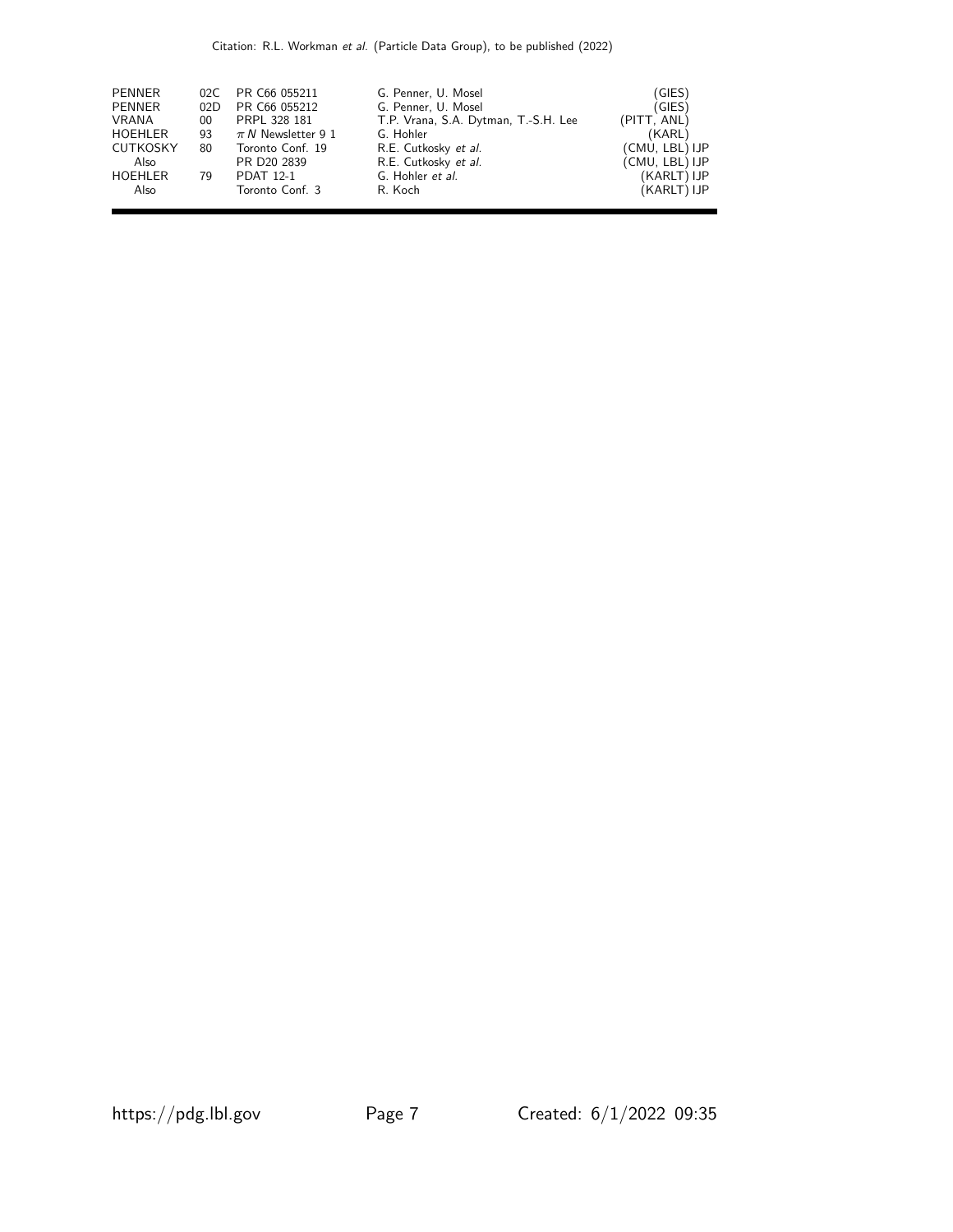| | | | | |
|---|---|---|---|---|
| PENNER | 02C | PR C66 055211 | G. Penner, U. Mosel | (GIES) |
| PENNER | 02D | PR C66 055212 | G. Penner, U. Mosel | (GIES) |
| VRANA | 00 | PRPL 328 181 | T.P. Vrana, S.A. Dytman, T.-S.H. Lee | (PITT, ANL) |
| HOEHLER | 93 | $\pi N$ Newsletter 9 1 | G. Hohler | (KARL) |
| CUTKOSKY | 80 | Toronto Conf. 19 | R.E. Cutkosky *et al.* | (CMU, LBL) IJP |
| Also | | PR D20 2839 | R.E. Cutkosky *et al.* | (CMU, LBL) IJP |
| HOEHLER | 79 | PDAT 12-1 | G. Hohler *et al.* | (KARLT) IJP |
| Also | | Toronto Conf. 3 | R. Koch | (KARLT) IJP |